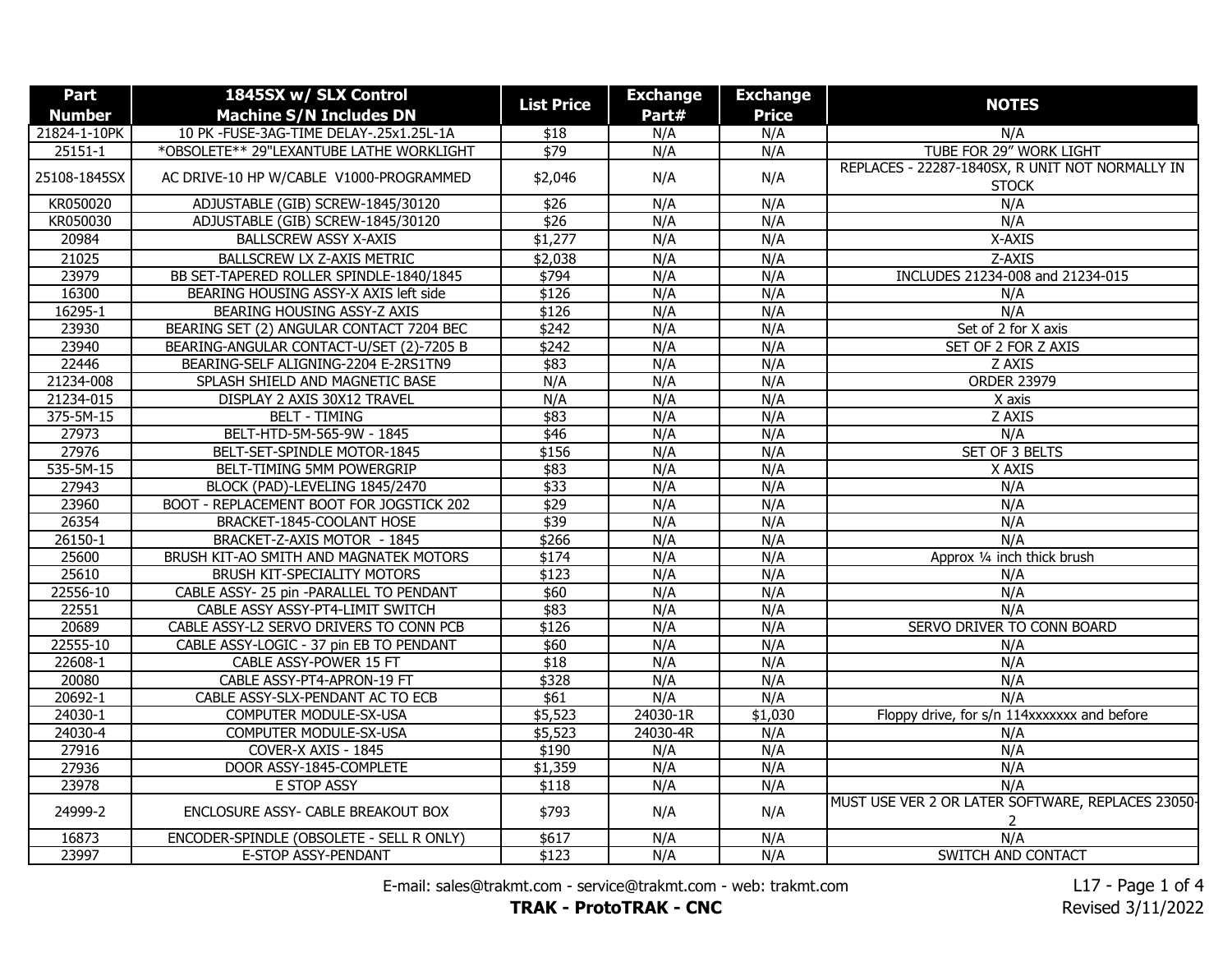| Part Number | 1845SX w/ SLX Control Machine S/N Includes DN | List Price | Exchange Part# | Exchange Price | NOTES |
|---|---|---|---|---|---|
| 21824-1-10PK | 10 PK -FUSE-3AG-TIME DELAY-.25x1.25L-1A | $18 | N/A | N/A | N/A |
| 25151-1 | *OBSOLETE** 29"LEXANTUBE LATHE WORKLIGHT | $79 | N/A | N/A | TUBE FOR 29" WORK LIGHT |
| 25108-1845SX | AC DRIVE-10 HP W/CABLE V1000-PROGRAMMED | $2,046 | N/A | N/A | REPLACES - 22287-1840SX, R UNIT NOT NORMALLY IN STOCK |
| KR050020 | ADJUSTABLE (GIB) SCREW-1845/30120 | $26 | N/A | N/A | N/A |
| KR050030 | ADJUSTABLE (GIB) SCREW-1845/30120 | $26 | N/A | N/A | N/A |
| 20984 | BALLSCREW ASSY X-AXIS | $1,277 | N/A | N/A | X-AXIS |
| 21025 | BALLSCREW LX Z-AXIS METRIC | $2,038 | N/A | N/A | Z-AXIS |
| 23979 | BB SET-TAPERED ROLLER SPINDLE-1840/1845 | $794 | N/A | N/A | INCLUDES 21234-008 and 21234-015 |
| 16300 | BEARING HOUSING ASSY-X AXIS left side | $126 | N/A | N/A | N/A |
| 16295-1 | BEARING HOUSING ASSY-Z AXIS | $126 | N/A | N/A | N/A |
| 23930 | BEARING SET (2) ANGULAR CONTACT 7204 BEC | $242 | N/A | N/A | Set of 2 for X axis |
| 23940 | BEARING-ANGULAR CONTACT-U/SET (2)-7205 B | $242 | N/A | N/A | SET OF 2 FOR Z AXIS |
| 22446 | BEARING-SELF ALIGNING-2204 E-2RS1TN9 | $83 | N/A | N/A | Z AXIS |
| 21234-008 | SPLASH SHIELD AND MAGNETIC BASE | N/A | N/A | N/A | ORDER 23979 |
| 21234-015 | DISPLAY 2 AXIS 30X12 TRAVEL | N/A | N/A | N/A | X axis |
| 375-5M-15 | BELT - TIMING | $83 | N/A | N/A | Z AXIS |
| 27973 | BELT-HTD-5M-565-9W - 1845 | $46 | N/A | N/A | N/A |
| 27976 | BELT-SET-SPINDLE MOTOR-1845 | $156 | N/A | N/A | SET OF 3 BELTS |
| 535-5M-15 | BELT-TIMING 5MM POWERGRIP | $83 | N/A | N/A | X AXIS |
| 27943 | BLOCK (PAD)-LEVELING 1845/2470 | $33 | N/A | N/A | N/A |
| 23960 | BOOT - REPLACEMENT BOOT FOR JOGSTICK 202 | $29 | N/A | N/A | N/A |
| 26354 | BRACKET-1845-COOLANT HOSE | $39 | N/A | N/A | N/A |
| 26150-1 | BRACKET-Z-AXIS MOTOR - 1845 | $266 | N/A | N/A | N/A |
| 25600 | BRUSH KIT-AO SMITH AND MAGNATEK MOTORS | $174 | N/A | N/A | Approx ¼ inch thick brush |
| 25610 | BRUSH KIT-SPECIALITY MOTORS | $123 | N/A | N/A | N/A |
| 22556-10 | CABLE ASSY- 25 pin -PARALLEL TO PENDANT | $60 | N/A | N/A | N/A |
| 22551 | CABLE ASSY ASSY-PT4-LIMIT SWITCH | $83 | N/A | N/A | N/A |
| 20689 | CABLE ASSY-L2 SERVO DRIVERS TO CONN PCB | $126 | N/A | N/A | SERVO DRIVER TO CONN BOARD |
| 22555-10 | CABLE ASSY-LOGIC - 37 pin EB TO PENDANT | $60 | N/A | N/A | N/A |
| 22608-1 | CABLE ASSY-POWER 15 FT | $18 | N/A | N/A | N/A |
| 20080 | CABLE ASSY-PT4-APRON-19 FT | $328 | N/A | N/A | N/A |
| 20692-1 | CABLE ASSY-SLX-PENDANT AC TO ECB | $61 | N/A | N/A | N/A |
| 24030-1 | COMPUTER MODULE-SX-USA | $5,523 | 24030-1R | $1,030 | Floppy drive, for s/n 114xxxxxxx and before |
| 24030-4 | COMPUTER MODULE-SX-USA | $5,523 | 24030-4R | N/A | N/A |
| 27916 | COVER-X AXIS - 1845 | $190 | N/A | N/A | N/A |
| 27936 | DOOR ASSY-1845-COMPLETE | $1,359 | N/A | N/A | N/A |
| 23978 | E STOP ASSY | $118 | N/A | N/A | N/A |
| 24999-2 | ENCLOSURE ASSY- CABLE BREAKOUT BOX | $793 | N/A | N/A | MUST USE VER 2 OR LATER SOFTWARE, REPLACES 23050-2 |
| 16873 | ENCODER-SPINDLE (OBSOLETE - SELL R ONLY) | $617 | N/A | N/A | N/A |
| 23997 | E-STOP ASSY-PENDANT | $123 | N/A | N/A | SWITCH AND CONTACT |

E-mail: sales@trakmt.com - service@trakmt.com - web: trakmt.com

**TRAK - ProtoTRAK - CNC**

Revised 3/11/2022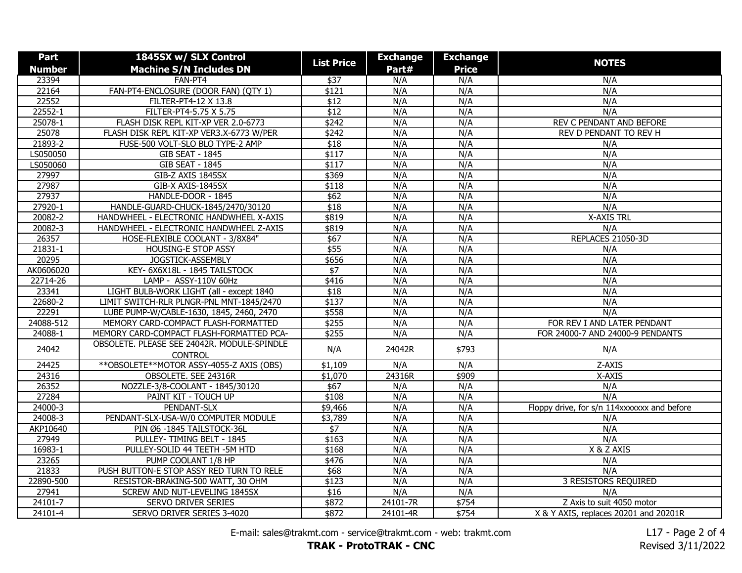| Part Number | 1845SX w/ SLX Control Machine S/N Includes DN | List Price | Exchange Part# | Exchange Price | NOTES |
|---|---|---|---|---|---|
| 23394 | FAN-PT4 | $37 | N/A | N/A | N/A |
| 22164 | FAN-PT4-ENCLOSURE (DOOR FAN) (QTY 1) | $121 | N/A | N/A | N/A |
| 22552 | FILTER-PT4-12 X 13.8 | $12 | N/A | N/A | N/A |
| 22552-1 | FILTER-PT4-5.75 X 5.75 | $12 | N/A | N/A | N/A |
| 25078-1 | FLASH DISK REPL KIT-XP VER 2.0-6773 | $242 | N/A | N/A | REV C PENDANT AND BEFORE |
| 25078 | FLASH DISK REPL KIT-XP VER3.X-6773 W/PER | $242 | N/A | N/A | REV D PENDANT TO REV H |
| 21893-2 | FUSE-500 VOLT-SLO BLO TYPE-2 AMP | $18 | N/A | N/A | N/A |
| LS050050 | GIB SEAT - 1845 | $117 | N/A | N/A | N/A |
| LS050060 | GIB SEAT - 1845 | $117 | N/A | N/A | N/A |
| 27997 | GIB-Z AXIS 1845SX | $369 | N/A | N/A | N/A |
| 27987 | GIB-X AXIS-1845SX | $118 | N/A | N/A | N/A |
| 27937 | HANDLE-DOOR - 1845 | $62 | N/A | N/A | N/A |
| 27920-1 | HANDLE-GUARD-CHUCK-1845/2470/30120 | $18 | N/A | N/A | N/A |
| 20082-2 | HANDWHEEL - ELECTRONIC HANDWHEEL X-AXIS | $819 | N/A | N/A | X-AXIS TRL |
| 20082-3 | HANDWHEEL - ELECTRONIC HANDWHEEL Z-AXIS | $819 | N/A | N/A | N/A |
| 26357 | HOSE-FLEXIBLE COOLANT - 3/8X84" | $67 | N/A | N/A | REPLACES 21050-3D |
| 21831-1 | HOUSING-E STOP ASSY | $55 | N/A | N/A | N/A |
| 20295 | JOGSTICK-ASSEMBLY | $656 | N/A | N/A | N/A |
| AK0606020 | KEY- 6X6X18L - 1845 TAILSTOCK | $7 | N/A | N/A | N/A |
| 22714-26 | LAMP - ASSY-110V 60Hz | $416 | N/A | N/A | N/A |
| 23341 | LIGHT BULB-WORK LIGHT (all - except 1840 | $18 | N/A | N/A | N/A |
| 22680-2 | LIMIT SWITCH-RLR PLNGR-PNL MNT-1845/2470 | $137 | N/A | N/A | N/A |
| 22291 | LUBE PUMP-W/CABLE-1630, 1845, 2460, 2470 | $558 | N/A | N/A | N/A |
| 24088-512 | MEMORY CARD-COMPACT FLASH-FORMATTED | $255 | N/A | N/A | FOR REV I AND LATER PENDANT |
| 24088-1 | MEMORY CARD-COMPACT FLASH-FORMATTED PCA- | $255 | N/A | N/A | FOR 24000-7 AND 24000-9 PENDANTS |
| 24042 | OBSOLETE. PLEASE SEE 24042R. MODULE-SPINDLE CONTROL | N/A | 24042R | $793 | N/A |
| 24425 | **OBSOLETE**MOTOR ASSY-4055-Z AXIS (OBS) | $1,109 | N/A | N/A | Z-AXIS |
| 24316 | OBSOLETE. SEE 24316R | $1,070 | 24316R | $909 | X-AXIS |
| 26352 | NOZZLE-3/8-COOLANT - 1845/30120 | $67 | N/A | N/A | N/A |
| 27284 | PAINT KIT - TOUCH UP | $108 | N/A | N/A | N/A |
| 24000-3 | PENDANT-SLX | $9,466 | N/A | N/A | Floppy drive, for s/n 114xxxxxxx and before |
| 24008-3 | PENDANT-SLX-USA-W/0 COMPUTER MODULE | $3,789 | N/A | N/A | N/A |
| AKP10640 | PIN Ø6 -1845 TAILSTOCK-36L | $7 | N/A | N/A | N/A |
| 27949 | PULLEY- TIMING BELT - 1845 | $163 | N/A | N/A | N/A |
| 16983-1 | PULLEY-SOLID 44 TEETH -5M HTD | $168 | N/A | N/A | X & Z AXIS |
| 23265 | PUMP COOLANT 1/8 HP | $476 | N/A | N/A | N/A |
| 21833 | PUSH BUTTON-E STOP ASSY RED TURN TO RELE | $68 | N/A | N/A | N/A |
| 22890-500 | RESISTOR-BRAKING-500 WATT, 30 OHM | $123 | N/A | N/A | 3 RESISTORS REQUIRED |
| 27941 | SCREW AND NUT-LEVELING 1845SX | $16 | N/A | N/A | N/A |
| 24101-7 | SERVO DRIVER SERIES | $872 | 24101-7R | $754 | Z Axis to suit 4050 motor |
| 24101-4 | SERVO DRIVER SERIES 3-4020 | $872 | 24101-4R | $754 | X & Y AXIS, replaces 20201 and 20201R |

E-mail: sales@trakmt.com - service@trakmt.com - web: trakmt.com

**TRAK - ProtoTRAK - CNC**

Revised 3/11/2022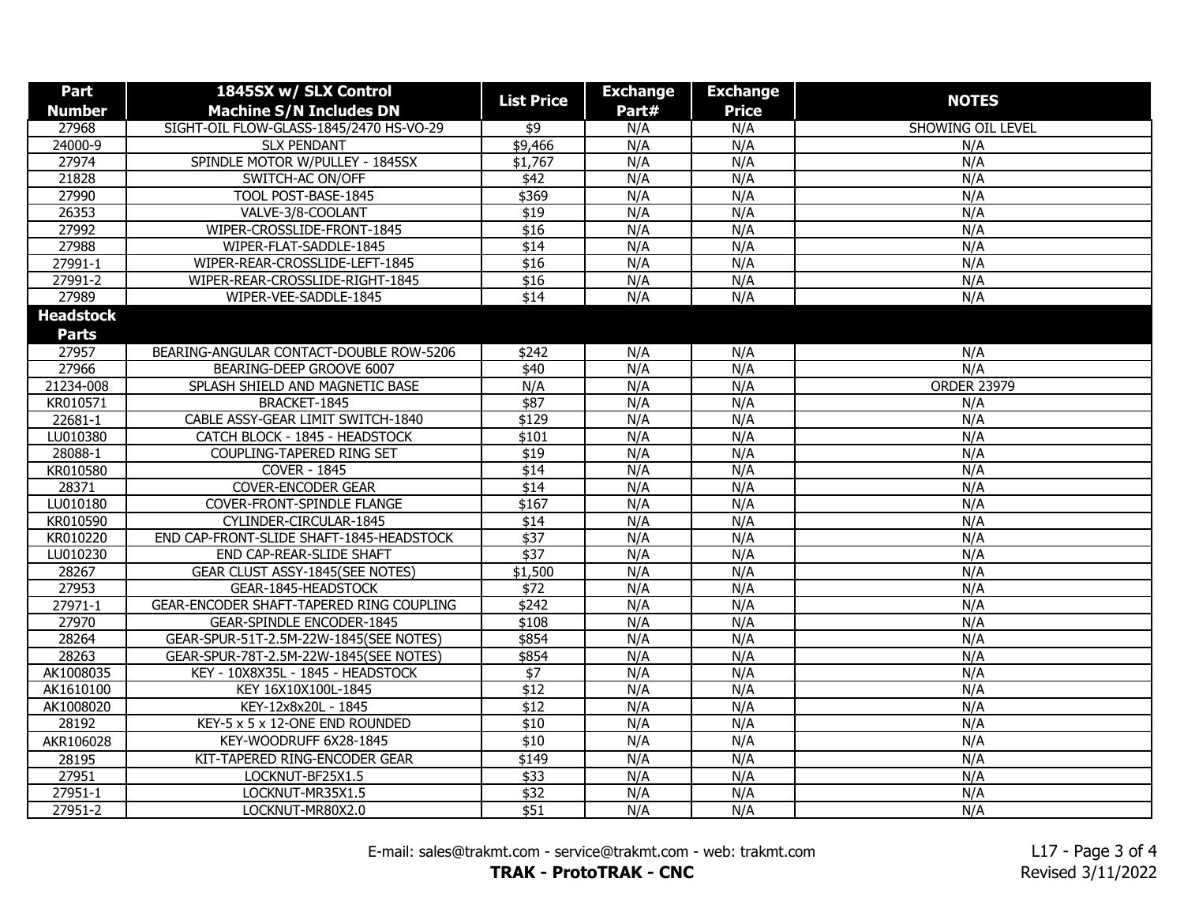| Part Number | 1845SX w/ SLX Control Machine S/N Includes DN | List Price | Exchange Part# | Exchange Price | NOTES |
|---|---|---|---|---|---|
| 27968 | SIGHT-OIL FLOW-GLASS-1845/2470 HS-VO-29 | $9 | N/A | N/A | SHOWING OIL LEVEL |
| 24000-9 | SLX PENDANT | $9,466 | N/A | N/A | N/A |
| 27974 | SPINDLE MOTOR W/PULLEY - 1845SX | $1,767 | N/A | N/A | N/A |
| 21828 | SWITCH-AC ON/OFF | $42 | N/A | N/A | N/A |
| 27990 | TOOL POST-BASE-1845 | $369 | N/A | N/A | N/A |
| 26353 | VALVE-3/8-COOLANT | $19 | N/A | N/A | N/A |
| 27992 | WIPER-CROSSLIDE-FRONT-1845 | $16 | N/A | N/A | N/A |
| 27988 | WIPER-FLAT-SADDLE-1845 | $14 | N/A | N/A | N/A |
| 27991-1 | WIPER-REAR-CROSSLIDE-LEFT-1845 | $16 | N/A | N/A | N/A |
| 27991-2 | WIPER-REAR-CROSSLIDE-RIGHT-1845 | $16 | N/A | N/A | N/A |
| 27989 | WIPER-VEE-SADDLE-1845 | $14 | N/A | N/A | N/A |
| **Headstock Parts** | | | | | |
| 27957 | BEARING-ANGULAR CONTACT-DOUBLE ROW-5206 | $242 | N/A | N/A | N/A |
| 27966 | BEARING-DEEP GROOVE 6007 | $40 | N/A | N/A | N/A |
| 21234-008 | SPLASH SHIELD AND MAGNETIC BASE | N/A | N/A | N/A | ORDER 23979 |
| KR010571 | BRACKET-1845 | $87 | N/A | N/A | N/A |
| 22681-1 | CABLE ASSY-GEAR LIMIT SWITCH-1840 | $129 | N/A | N/A | N/A |
| LU010380 | CATCH BLOCK - 1845 - HEADSTOCK | $101 | N/A | N/A | N/A |
| 28088-1 | COUPLING-TAPERED RING SET | $19 | N/A | N/A | N/A |
| KR010580 | COVER - 1845 | $14 | N/A | N/A | N/A |
| 28371 | COVER-ENCODER GEAR | $14 | N/A | N/A | N/A |
| LU010180 | COVER-FRONT-SPINDLE FLANGE | $167 | N/A | N/A | N/A |
| KR010590 | CYLINDER-CIRCULAR-1845 | $14 | N/A | N/A | N/A |
| KR010220 | END CAP-FRONT-SLIDE SHAFT-1845-HEADSTOCK | $37 | N/A | N/A | N/A |
| LU010230 | END CAP-REAR-SLIDE SHAFT | $37 | N/A | N/A | N/A |
| 28267 | GEAR CLUST ASSY-1845(SEE NOTES) | $1,500 | N/A | N/A | N/A |
| 27953 | GEAR-1845-HEADSTOCK | $72 | N/A | N/A | N/A |
| 27971-1 | GEAR-ENCODER SHAFT-TAPERED RING COUPLING | $242 | N/A | N/A | N/A |
| 27970 | GEAR-SPINDLE ENCODER-1845 | $108 | N/A | N/A | N/A |
| 28264 | GEAR-SPUR-51T-2.5M-22W-1845(SEE NOTES) | $854 | N/A | N/A | N/A |
| 28263 | GEAR-SPUR-78T-2.5M-22W-1845(SEE NOTES) | $854 | N/A | N/A | N/A |
| AK1008035 | KEY - 10X8X35L - 1845 - HEADSTOCK | $7 | N/A | N/A | N/A |
| AK1610100 | KEY 16X10X100L-1845 | $12 | N/A | N/A | N/A |
| AK1008020 | KEY-12x8x20L - 1845 | $12 | N/A | N/A | N/A |
| 28192 | KEY-5 x 5 x 12-ONE END ROUNDED | $10 | N/A | N/A | N/A |
| AKR106028 | KEY-WOODRUFF 6X28-1845 | $10 | N/A | N/A | N/A |
| 28195 | KIT-TAPERED RING-ENCODER GEAR | $149 | N/A | N/A | N/A |
| 27951 | LOCKNUT-BF25X1.5 | $33 | N/A | N/A | N/A |
| 27951-1 | LOCKNUT-MR35X1.5 | $32 | N/A | N/A | N/A |
| 27951-2 | LOCKNUT-MR80X2.0 | $51 | N/A | N/A | N/A |

E-mail: sales@trakmt.com - service@trakmt.com - web: trakmt.com

**TRAK - ProtoTRAK - CNC**

L17 - Page 3 of 4
Revised 3/11/2022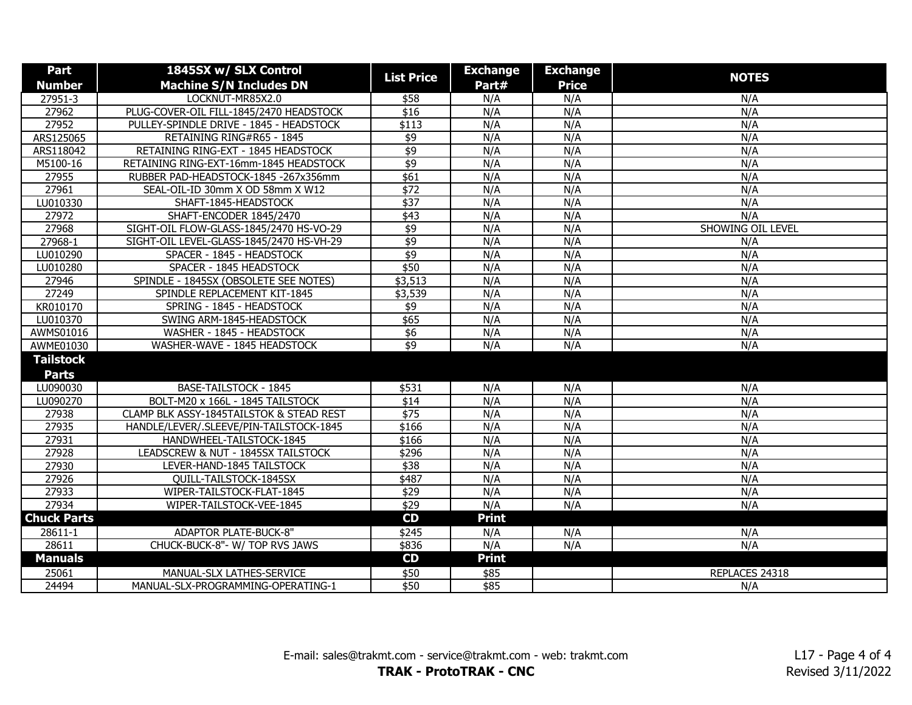| Part Number | 1845SX w/ SLX Control Machine S/N Includes DN | List Price | Exchange Part# | Exchange Price | NOTES |
| --- | --- | --- | --- | --- | --- |
| 27951-3 | LOCKNUT-MR85X2.0 | $58 | N/A | N/A | N/A |
| 27962 | PLUG-COVER-OIL FILL-1845/2470 HEADSTOCK | $16 | N/A | N/A | N/A |
| 27952 | PULLEY-SPINDLE DRIVE - 1845 - HEADSTOCK | $113 | N/A | N/A | N/A |
| ARS125065 | RETAINING RING#R65 - 1845 | $9 | N/A | N/A | N/A |
| ARS118042 | RETAINING RING-EXT - 1845 HEADSTOCK | $9 | N/A | N/A | N/A |
| M5100-16 | RETAINING RING-EXT-16mm-1845 HEADSTOCK | $9 | N/A | N/A | N/A |
| 27955 | RUBBER PAD-HEADSTOCK-1845 -267x356mm | $61 | N/A | N/A | N/A |
| 27961 | SEAL-OIL-ID 30mm X OD 58mm X W12 | $72 | N/A | N/A | N/A |
| LU010330 | SHAFT-1845-HEADSTOCK | $37 | N/A | N/A | N/A |
| 27972 | SHAFT-ENCODER 1845/2470 | $43 | N/A | N/A | N/A |
| 27968 | SIGHT-OIL FLOW-GLASS-1845/2470 HS-VO-29 | $9 | N/A | N/A | SHOWING OIL LEVEL |
| 27968-1 | SIGHT-OIL LEVEL-GLASS-1845/2470 HS-VH-29 | $9 | N/A | N/A | N/A |
| LU010290 | SPACER - 1845 - HEADSTOCK | $9 | N/A | N/A | N/A |
| LU010280 | SPACER - 1845 HEADSTOCK | $50 | N/A | N/A | N/A |
| 27946 | SPINDLE - 1845SX (OBSOLETE SEE NOTES) | $3,513 | N/A | N/A | N/A |
| 27249 | SPINDLE REPLACEMENT KIT-1845 | $3,539 | N/A | N/A | N/A |
| KR010170 | SPRING - 1845 - HEADSTOCK | $9 | N/A | N/A | N/A |
| LU010370 | SWING ARM-1845-HEADSTOCK | $65 | N/A | N/A | N/A |
| AWMS01016 | WASHER - 1845 - HEADSTOCK | $6 | N/A | N/A | N/A |
| AWME01030 | WASHER-WAVE - 1845 HEADSTOCK | $9 | N/A | N/A | N/A |
| **Tailstock Parts** | | | | | |
| LU090030 | BASE-TAILSTOCK - 1845 | $531 | N/A | N/A | N/A |
| LU090270 | BOLT-M20 x 166L - 1845 TAILSTOCK | $14 | N/A | N/A | N/A |
| 27938 | CLAMP BLK ASSY-1845TAILSTOK & STEAD REST | $75 | N/A | N/A | N/A |
| 27935 | HANDLE/LEVER/.SLEEVE/PIN-TAILSTOCK-1845 | $166 | N/A | N/A | N/A |
| 27931 | HANDWHEEL-TAILSTOCK-1845 | $166 | N/A | N/A | N/A |
| 27928 | LEADSCREW & NUT - 1845SX TAILSTOCK | $296 | N/A | N/A | N/A |
| 27930 | LEVER-HAND-1845 TAILSTOCK | $38 | N/A | N/A | N/A |
| 27926 | QUILL-TAILSTOCK-1845SX | $487 | N/A | N/A | N/A |
| 27933 | WIPER-TAILSTOCK-FLAT-1845 | $29 | N/A | N/A | N/A |
| 27934 | WIPER-TAILSTOCK-VEE-1845 | $29 | N/A | N/A | N/A |
| **Chuck Parts** | | **CD** | **Print** | | |
| 28611-1 | ADAPTOR PLATE-BUCK-8" | $245 | N/A | N/A | N/A |
| 28611 | CHUCK-BUCK-8"- W/ TOP RVS JAWS | $836 | N/A | N/A | N/A |
| **Manuals** | | **CD** | **Print** | | |
| 25061 | MANUAL-SLX LATHES-SERVICE | $50 | $85 | | REPLACES 24318 |
| 24494 | MANUAL-SLX-PROGRAMMING-OPERATING-1 | $50 | $85 | | N/A |

E-mail: sales@trakmt.com - service@trakmt.com - web: trakmt.com

**TRAK - ProtoTRAK - CNC**

Revised 3/11/2022